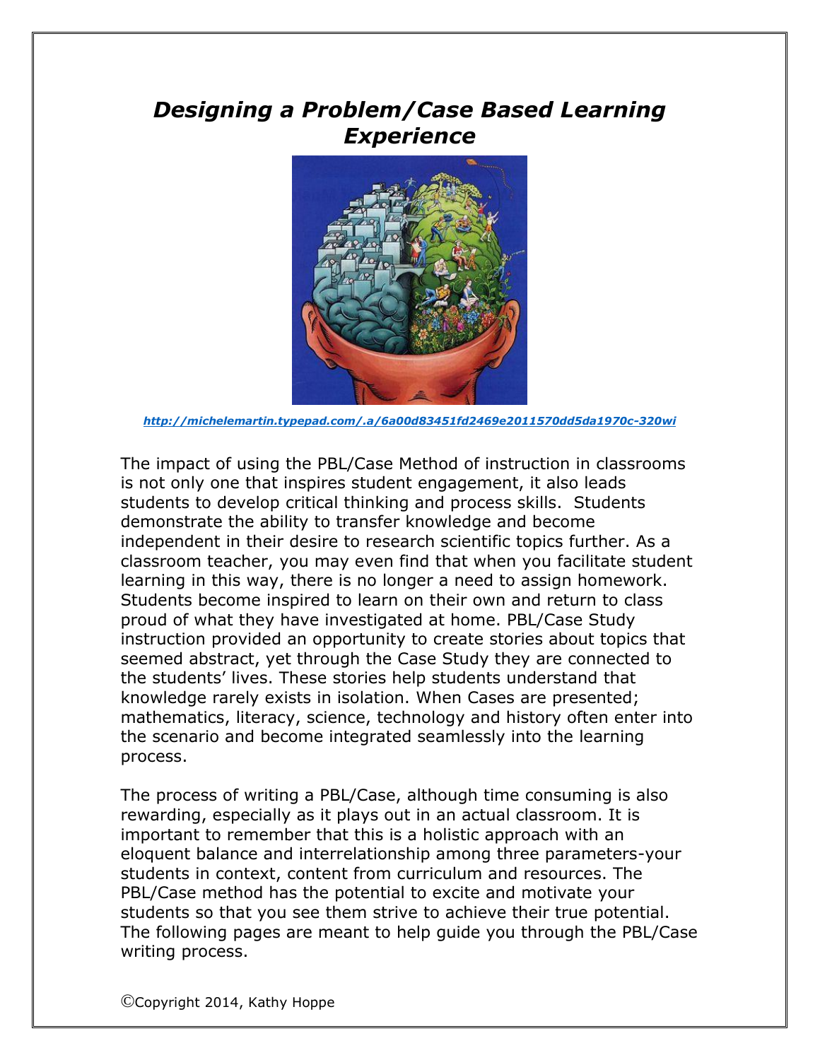# *Designing a Problem/Case Based Learning Experience*

*http://michelemartin.typepad.com/.a/6a00d83451fd2469e2011570dd5da1970c-320wi*

The impact of using the PBL/Case Method of instruction in classrooms is not only one that inspires student engagement, it also leads students to develop critical thinking and process skills. Students demonstrate the ability to transfer knowledge and become independent in their desire to research scientific topics further. As a classroom teacher, you may even find that when you facilitate student learning in this way, there is no longer a need to assign homework. Students become inspired to learn on their own and return to class proud of what they have investigated at home. PBL/Case Study instruction provided an opportunity to create stories about topics that seemed abstract, yet through the Case Study they are connected to the students' lives. These stories help students understand that knowledge rarely exists in isolation. When Cases are presented; mathematics, literacy, science, technology and history often enter into the scenario and become integrated seamlessly into the learning process.

The process of writing a PBL/Case, although time consuming is also rewarding, especially as it plays out in an actual classroom. It is important to remember that this is a holistic approach with an eloquent balance and interrelationship among three parameters-your students in context, content from curriculum and resources. The PBL/Case method has the potential to excite and motivate your students so that you see them strive to achieve their true potential. The following pages are meant to help guide you through the PBL/Case writing process.

©Copyright 2014, Kathy Hoppe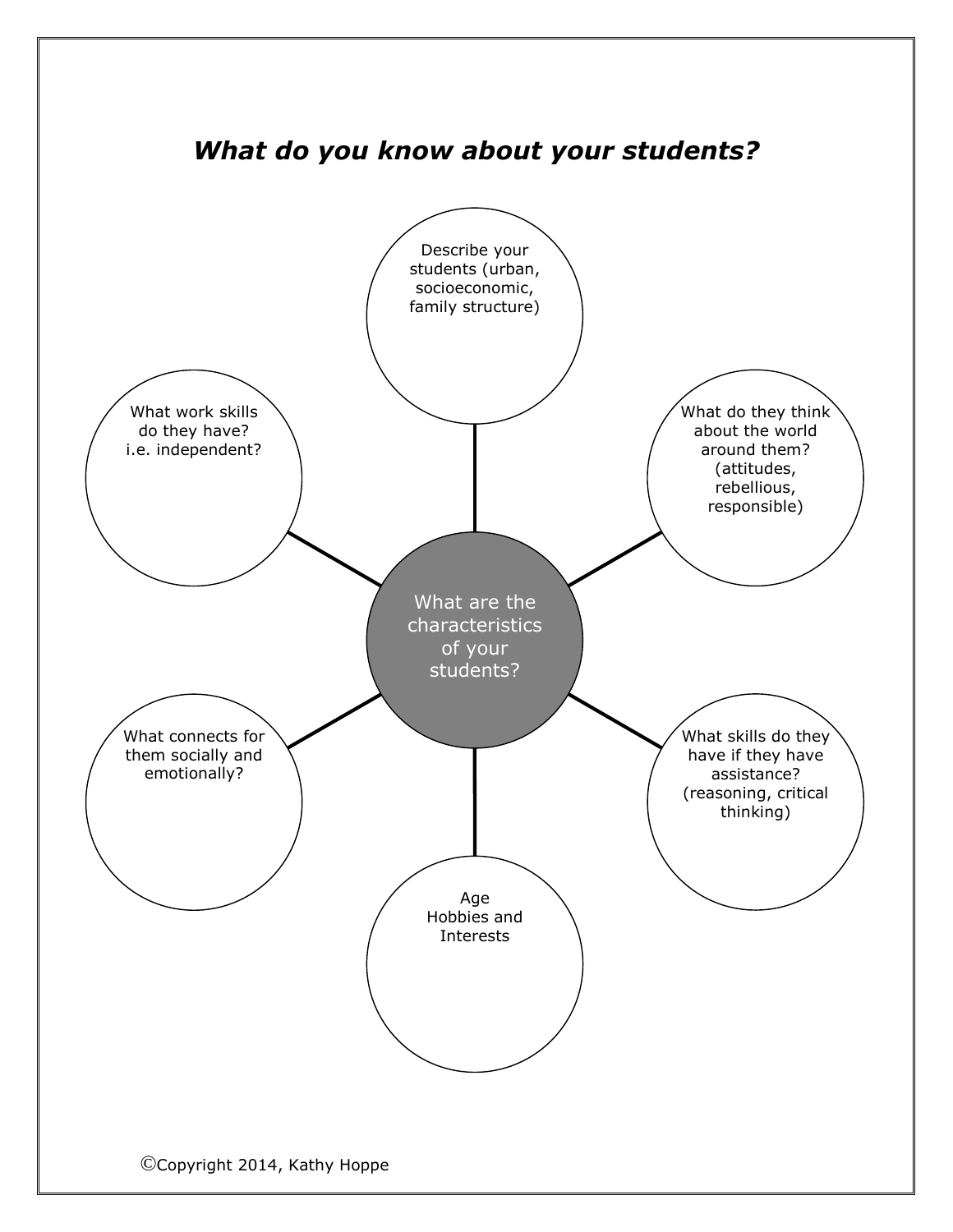## *What do you know about your students?*

**What are the characteristics of your students?**

- Describe your students (urban, socioeconomic, family structure)
- What do they think about the world around them? (attitudes, rebellious, responsible)
- What skills do they have if they have assistance? (reasoning, critical thinking)
- Age Hobbies and Interests
- What connects for them socially and emotionally?
- What work skills do they have? i.e. independent?

©Copyright 2014, Kathy Hoppe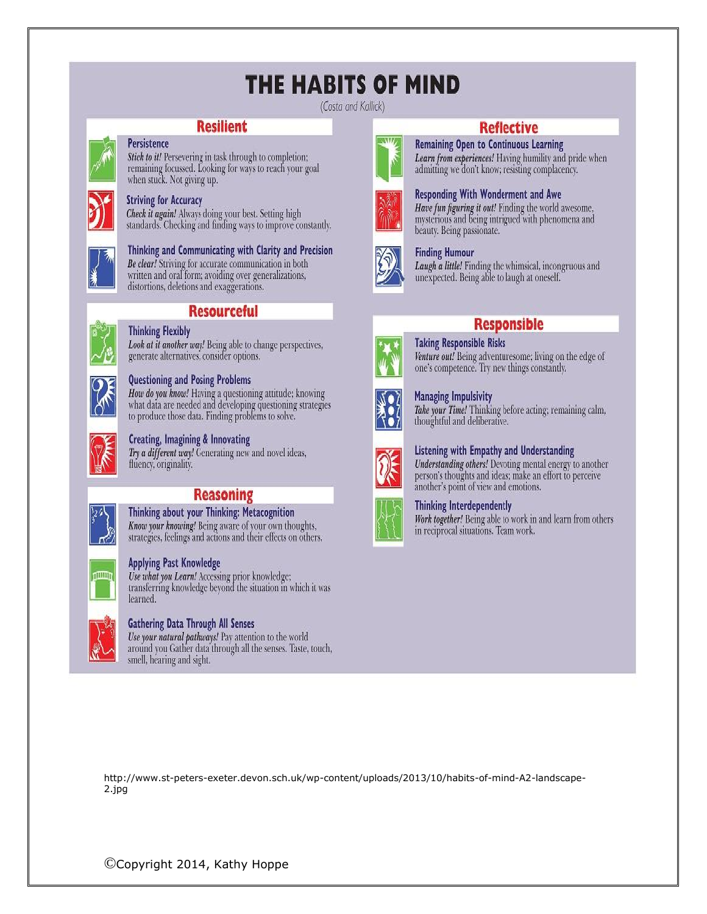# THE HABITS OF MIND

(Costa and Kallick)

## Resilient

### Persistence
*Stick to it!* Persevering in task through to completion; remaining focussed. Looking for ways to reach your goal when stuck. Not giving up.

### Striving for Accuracy
*Check it again!* Always doing your best. Setting high standards. Checking and finding ways to improve constantly.

### Thinking and Communicating with Clarity and Precision
*Be clear!* Striving for accurate communication in both written and oral form; avoiding over generalizations, distortions, deletions and exaggerations.

## Resourceful

### Thinking Flexibly
*Look at it another way!* Being able to change perspectives, generate alternatives, consider options.

### Questioning and Posing Problems
*How do you know!* Having a questioning attitude; knowing what data are needed and developing questioning strategies to produce those data. Finding problems to solve.

### Creating, Imagining & Innovating
*Try a different way!* Generating new and novel ideas, fluency, originality.

## Reasoning

### Thinking about your Thinking: Metacognition
*Know your knowing!* Being aware of your own thoughts, strategies, feelings and actions and their effects on others.

### Applying Past Knowledge
*Use what you Learn!* Accessing prior knowledge; transferring knowledge beyond the situation in which it was learned.

### Gathering Data Through All Senses
*Use your natural pathways!* Pay attention to the world around you Gather data through all the senses. Taste, touch, smell, hearing and sight.

## Reflective

### Remaining Open to Continuous Learning
*Learn from experiences!* Having humility and pride when admitting we don't know; resisting complacency.

### Responding With Wonderment and Awe
*Have fun figuring it out!* Finding the world awesome, mysterious and being intrigued with phenomena and beauty. Being passionate.

### Finding Humour
*Laugh a little!* Finding the whimsical, incongruous and unexpected. Being able to laugh at oneself.

## Responsible

### Taking Responsible Risks
*Venture out!* Being adventuresome; living on the edge of one's competence. Try new things constantly.

### Managing Impulsivity
*Take your Time!* Thinking before acting; remaining calm, thoughtful and deliberative.

### Listening with Empathy and Understanding
*Understanding others!* Devoting mental energy to another person's thoughts and ideas; make an effort to perceive another's point of view and emotions.

### Thinking Interdependently
*Work together!* Being able to work in and learn from others in reciprocal situations. Team work.

http://www.st-peters-exeter.devon.sch.uk/wp-content/uploads/2013/10/habits-of-mind-A2-landscape-2.jpg

©Copyright 2014, Kathy Hoppe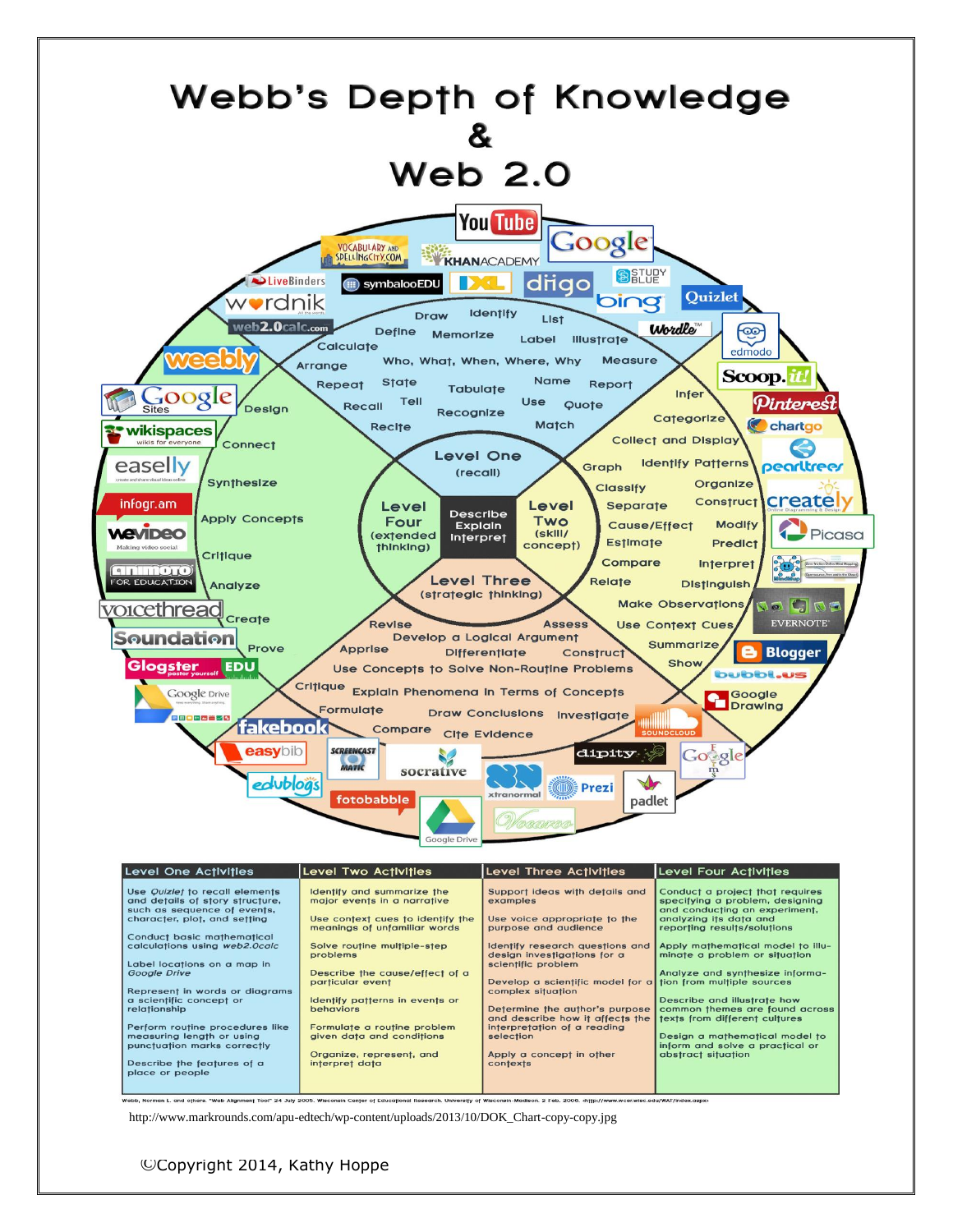# Webb's Depth of Knowledge & Web 2.0

## Level One (recall)

Draw, Identify, List, Define, Memorize, Label, Illustrate, Calculate, Who, What, When, Where, Why, Measure, Arrange, Repeat, State, Tabulate, Name, Report, Recall, Tell, Recognize, Use, Quote, Recite, Match

## Level Two (skill/concept)

Infer, Categorize, Collect and Display, Graph, Identify Patterns, Classify, Organize, Separate, Construct, Cause/Effect, Modify, Estimate, Predict, Compare, Interpret, Relate, Distinguish, Make Observations, Use Context Cues, Summarize, Show

## Level Three (strategic thinking)

Revise, Assess, Develop a Logical Argument, Apprise, Differentiate, Construct, Use Concepts to Solve Non-Routine Problems, Critique, Explain Phenomena in Terms of Concepts, Formulate, Draw Conclusions, Investigate, Compare, Cite Evidence

## Level Four (extended thinking)

Design, Connect, Synthesize, Apply Concepts, Critique, Analyze, Create, Prove

Center: Describe, Explain, Interpret

| Level One Activities | Level Two Activities | Level Three Activities | Level Four Activities |
|---|---|---|---|
| Use *Quizlet* to recall elements and details of story structure, such as sequence of events, character, plot, and setting | Identify and summarize the major events in a narrative | Support ideas with details and examples | Conduct a project that requires specifying a problem, designing and conducting an experiment, analyzing its data and reporting results/solutions |
| Conduct basic mathematical calculations using *web2.0calc* | Use context cues to identify the meanings of unfamiliar words | Use voice appropriate to the purpose and audience | Apply mathematical model to illuminate a problem or situation |
| Label locations on a map in *Google Drive* | Solve routine multiple-step problems | Identify research questions and design investigations for a scientific problem | Analyze and synthesize information from multiple sources |
| Represent in words or diagrams a scientific concept or relationship | Describe the cause/effect of a particular event | Develop a scientific model for a complex situation | Describe and illustrate how common themes are found across texts from different cultures |
| Perform routine procedures like measuring length or using punctuation marks correctly | Identify patterns in events or behaviors | Determine the author's purpose and describe how it affects the interpretation of a reading selection | Design a mathematical model to inform and solve a practical or abstract situation |
| Describe the features of a place or people | Formulate a routine problem given data and conditions | Apply a concept in other contexts | |
| | Organize, represent, and interpret data | | |

Webb, Norman L. and others. "Web Alignment Tool" 24 July 2005. Wisconsin Center of Educational Research. University of Wisconsin-Madison. 2 Feb. 2006. <http://www.wcer.wisc.edu/WAT/index.aspx>

http://www.markrounds.com/apu-edtech/wp-content/uploads/2013/10/DOK_Chart-copy-copy.jpg

©Copyright 2014, Kathy Hoppe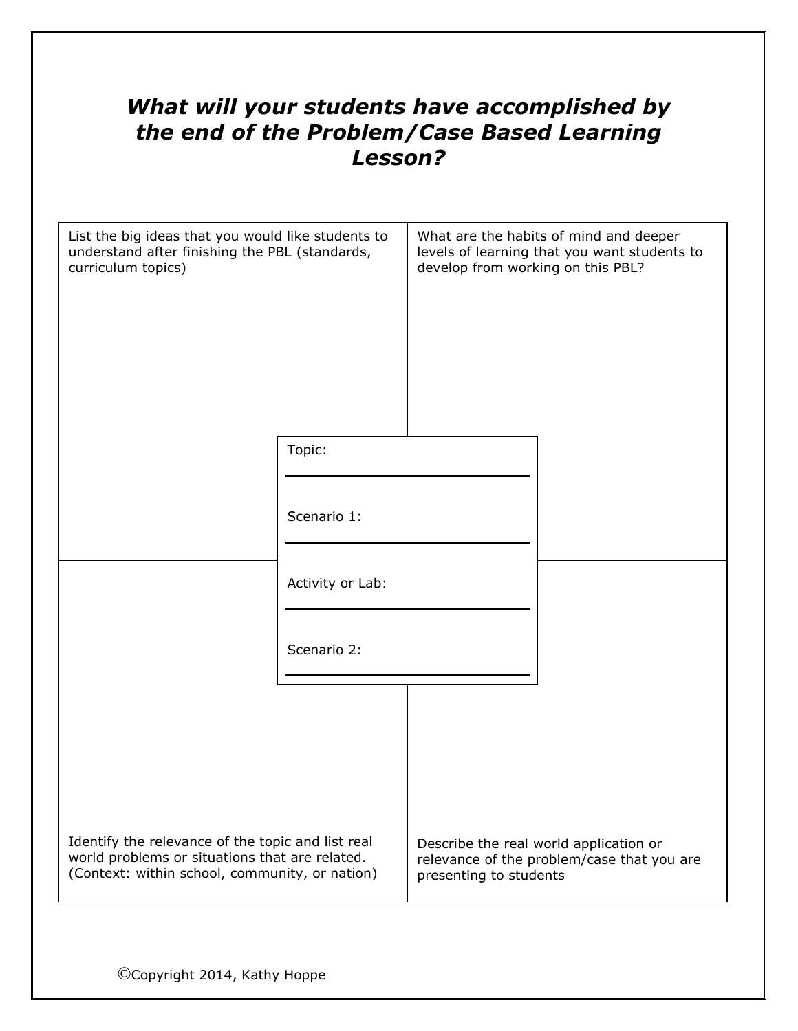## *What will your students have accomplished by the end of the Problem/Case Based Learning Lesson?*

| List the big ideas that you would like students to understand after finishing the PBL (standards, curriculum topics) | What are the habits of mind and deeper levels of learning that you want students to develop from working on this PBL? |
| --- | --- |
| Identify the relevance of the topic and list real world problems or situations that are related. (Context: within school, community, or nation) | Describe the real world application or relevance of the problem/case that you are presenting to students |

Topic: \_\_\_\_\_\_\_\_\_\_\_\_\_\_\_\_\_\_\_\_

Scenario 1: \_\_\_\_\_\_\_\_\_\_\_\_\_\_\_\_\_\_\_\_

Activity or Lab: \_\_\_\_\_\_\_\_\_\_\_\_\_\_\_\_\_\_\_\_

Scenario 2: \_\_\_\_\_\_\_\_\_\_\_\_\_\_\_\_\_\_\_\_

©Copyright 2014, Kathy Hoppe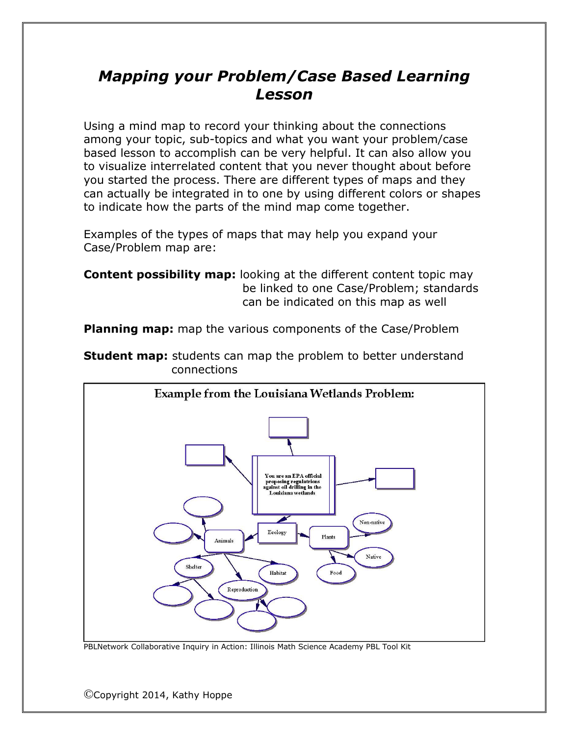# *Mapping your Problem/Case Based Learning Lesson*

Using a mind map to record your thinking about the connections among your topic, sub-topics and what you want your problem/case based lesson to accomplish can be very helpful. It can also allow you to visualize interrelated content that you never thought about before you started the process. There are different types of maps and they can actually be integrated in to one by using different colors or shapes to indicate how the parts of the mind map come together.

Examples of the types of maps that may help you expand your Case/Problem map are:

**Content possibility map:** looking at the different content topic may be linked to one Case/Problem; standards can be indicated on this map as well

**Planning map:** map the various components of the Case/Problem

**Student map:** students can map the problem to better understand connections

Example from the Louisiana Wetlands Problem:

You are an EPA official proposing regulatrions against oil drilling in the Louisiana wetlands

Ecology

Animals

Plants

Non-native

Native

Food

Shelter

Habitat

Reproduction

PBLNetwork Collaborative Inquiry in Action: Illinois Math Science Academy PBL Tool Kit

©Copyright 2014, Kathy Hoppe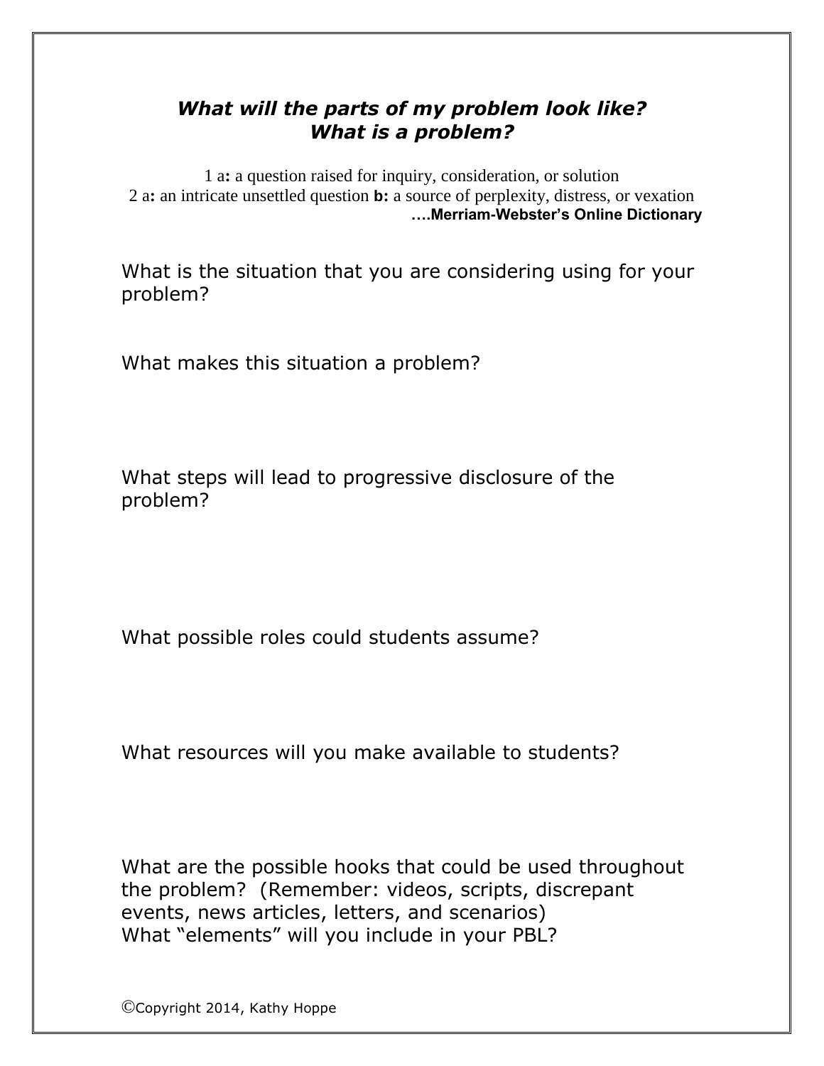***What will the parts of my problem look like?***
***What is a problem?***

1 a**:** a question raised for inquiry, consideration, or solution
2 a**:** an intricate unsettled question **b:** a source of perplexity, distress, or vexation
**….Merriam-Webster's Online Dictionary**

What is the situation that you are considering using for your problem?

What makes this situation a problem?

What steps will lead to progressive disclosure of the problem?

What possible roles could students assume?

What resources will you make available to students?

What are the possible hooks that could be used throughout the problem? (Remember: videos, scripts, discrepant events, news articles, letters, and scenarios)
What "elements" will you include in your PBL?

©Copyright 2014, Kathy Hoppe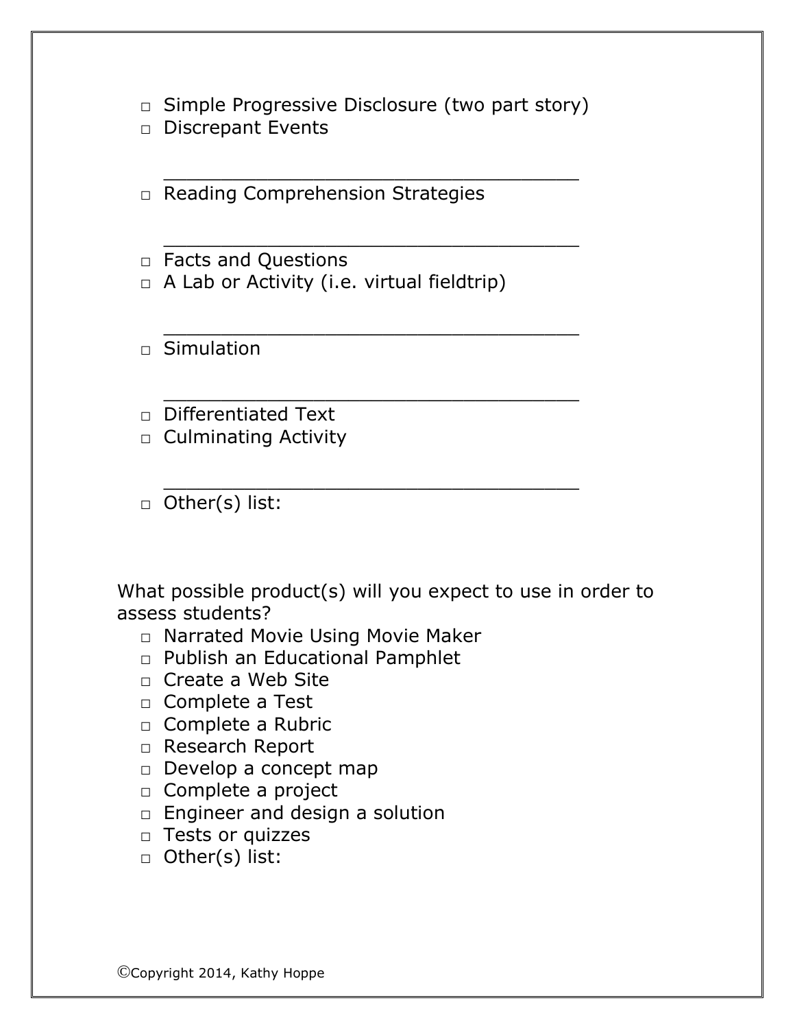- □ Simple Progressive Disclosure (two part story)
- □ Discrepant Events

____________________________________

- □ Reading Comprehension Strategies

____________________________________

- □ Facts and Questions
- □ A Lab or Activity (i.e. virtual fieldtrip)

____________________________________

- □ Simulation

____________________________________

- □ Differentiated Text
- □ Culminating Activity

____________________________________

- □ Other(s) list:

What possible product(s) will you expect to use in order to assess students?

- □ Narrated Movie Using Movie Maker
- □ Publish an Educational Pamphlet
- □ Create a Web Site
- □ Complete a Test
- □ Complete a Rubric
- □ Research Report
- □ Develop a concept map
- □ Complete a project
- □ Engineer and design a solution
- □ Tests or quizzes
- □ Other(s) list:

©Copyright 2014, Kathy Hoppe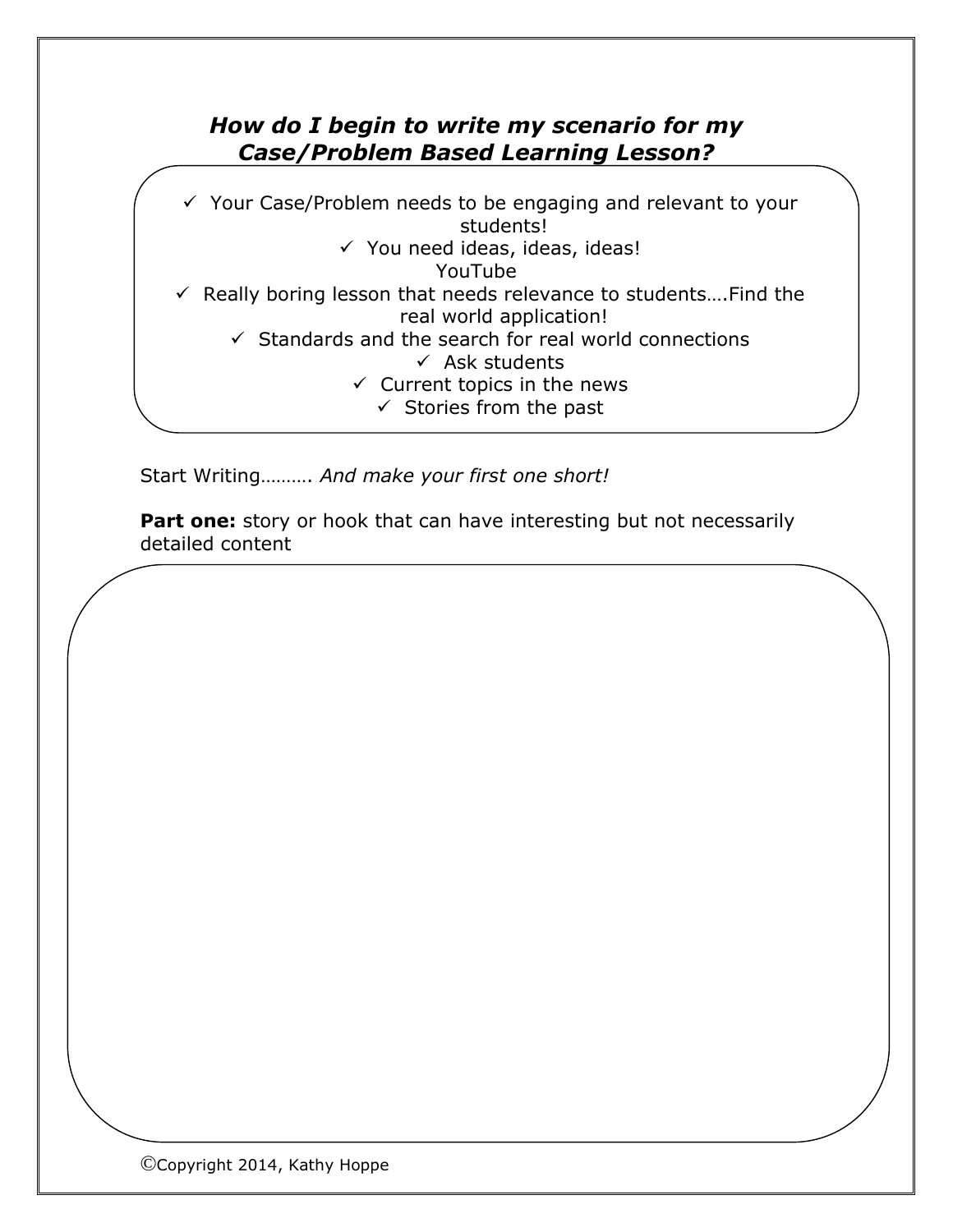## *How do I begin to write my scenario for my Case/Problem Based Learning Lesson?*

- ✓ Your Case/Problem needs to be engaging and relevant to your students!
- ✓ You need ideas, ideas, ideas!
  YouTube
- ✓ Really boring lesson that needs relevance to students….Find the real world application!
- ✓ Standards and the search for real world connections
- ✓ Ask students
- ✓ Current topics in the news
- ✓ Stories from the past

Start Writing………. *And make your first one short!*

**Part one:** story or hook that can have interesting but not necessarily detailed content

©Copyright 2014, Kathy Hoppe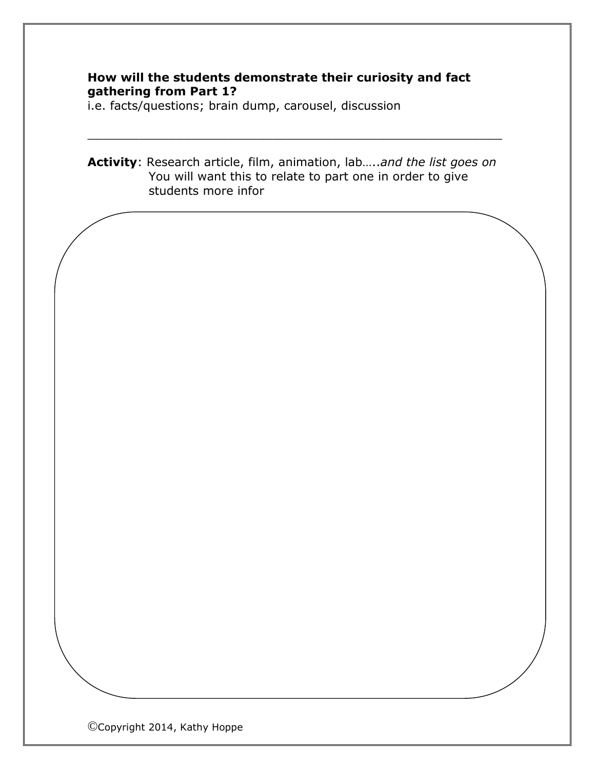**How will the students demonstrate their curiosity and fact gathering from Part 1?**
i.e. facts/questions; brain dump, carousel, discussion

______________________________________________________

**Activity**: Research article, film, animation, lab…..*and the list goes on*
You will want this to relate to part one in order to give students more infor

©Copyright 2014, Kathy Hoppe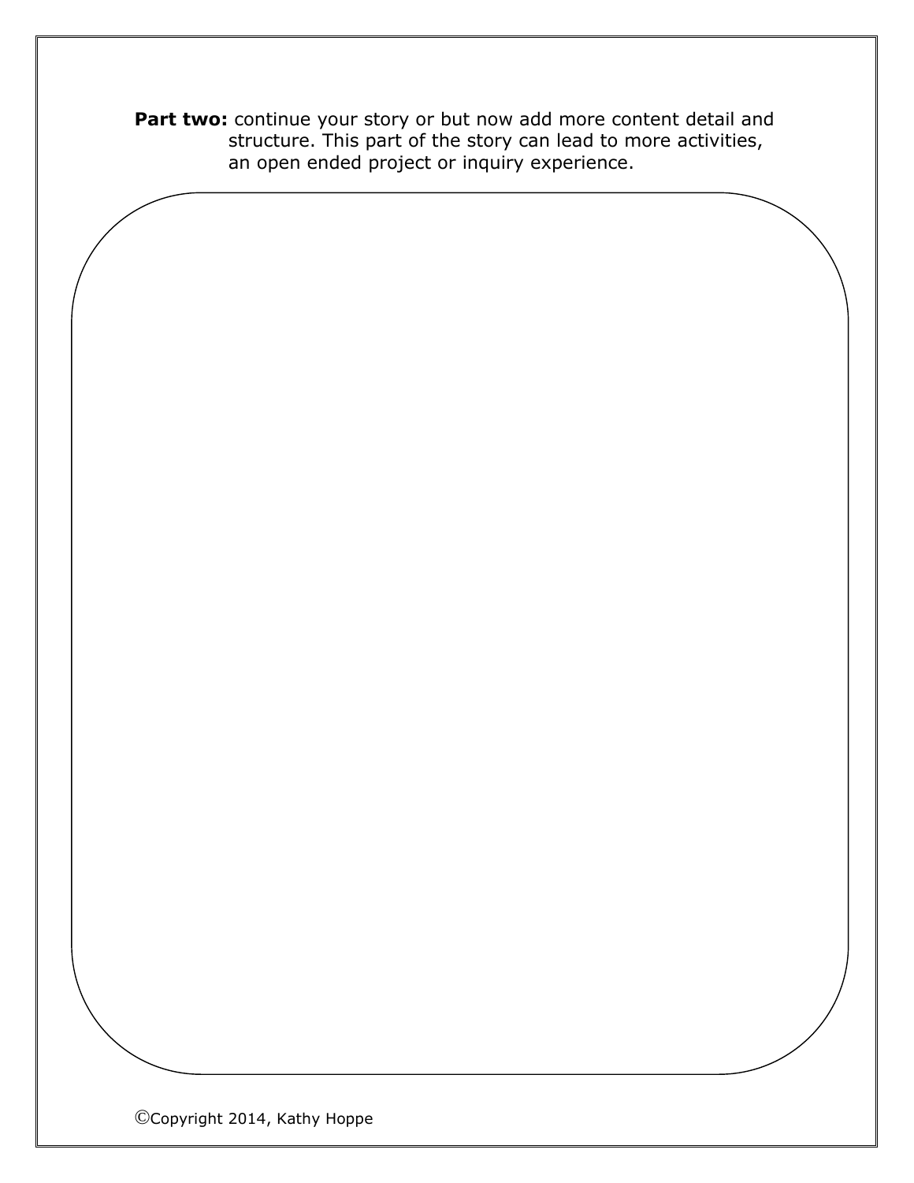**Part two:** continue your story or but now add more content detail and structure. This part of the story can lead to more activities, an open ended project or inquiry experience.

©Copyright 2014, Kathy Hoppe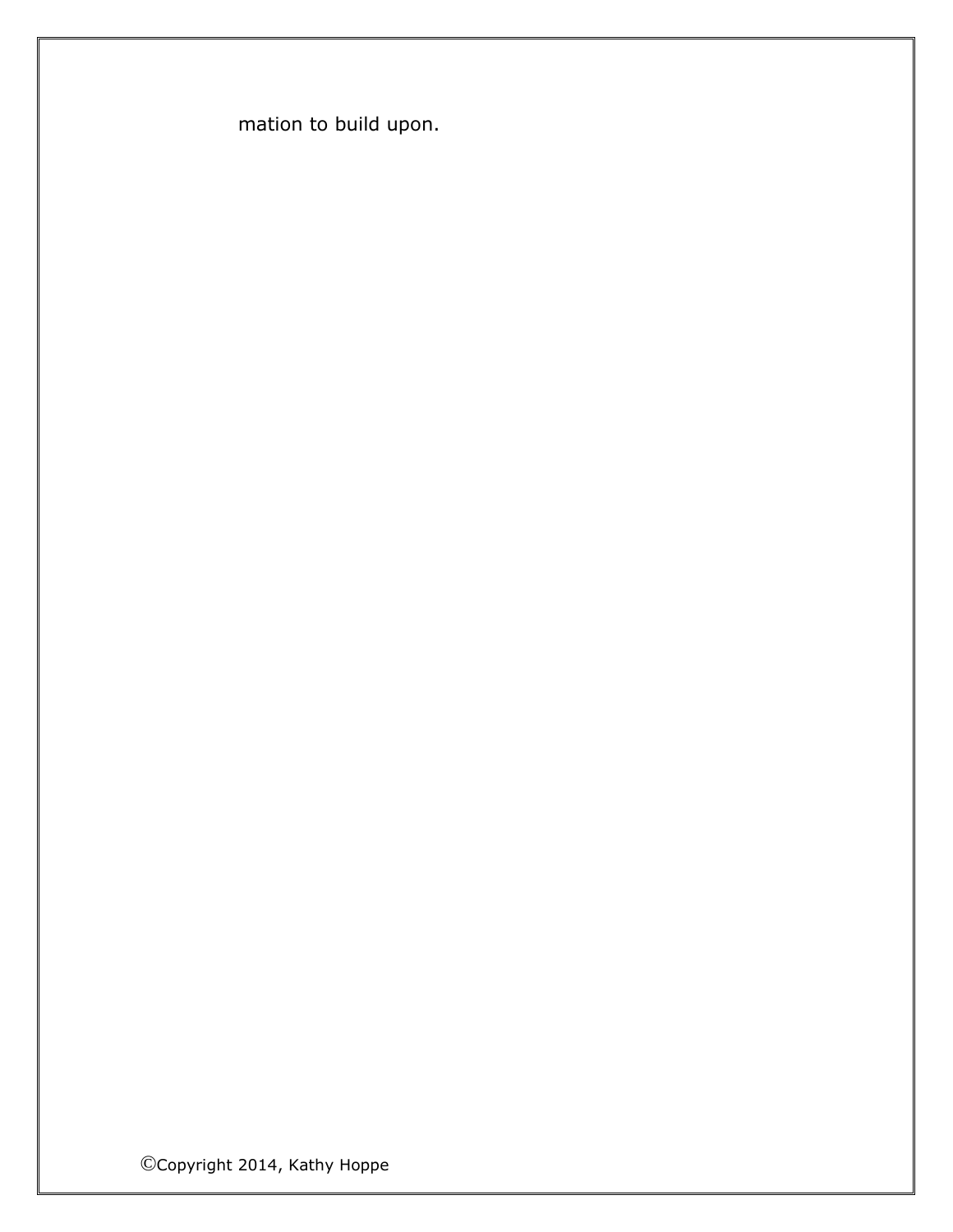mation to build upon.

©Copyright 2014, Kathy Hoppe